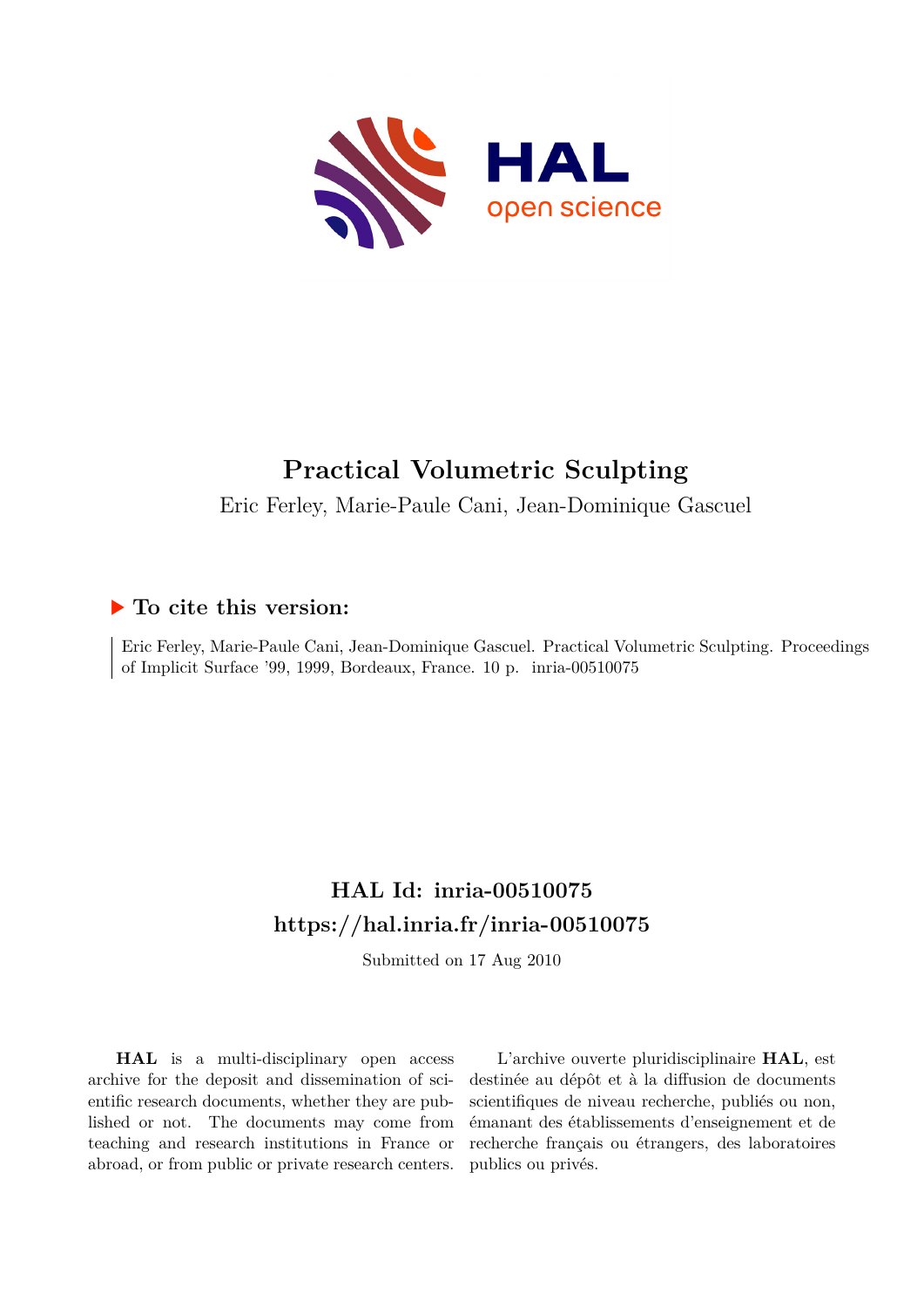# Practical Volumetric Sculpting

Eric Ferley, Marie-Paule Cani, Jean-Dominique Gascuel

## ▶ To cite this version:

Eric Ferley, Marie-Paule Cani, Jean-Dominique Gascuel. Practical Volumetric Sculpting. Proceedings of Implicit Surface '99, 1999, Bordeaux, France. 10 p. inria-00510075

## HAL Id: inria-00510075
## https://hal.inria.fr/inria-00510075

Submitted on 17 Aug 2010

**HAL** is a multi-disciplinary open access archive for the deposit and dissemination of scientific research documents, whether they are published or not. The documents may come from teaching and research institutions in France or abroad, or from public or private research centers.

L'archive ouverte pluridisciplinaire **HAL**, est destinée au dépôt et à la diffusion de documents scientifiques de niveau recherche, publiés ou non, émanant des établissements d'enseignement et de recherche français ou étrangers, des laboratoires publics ou privés.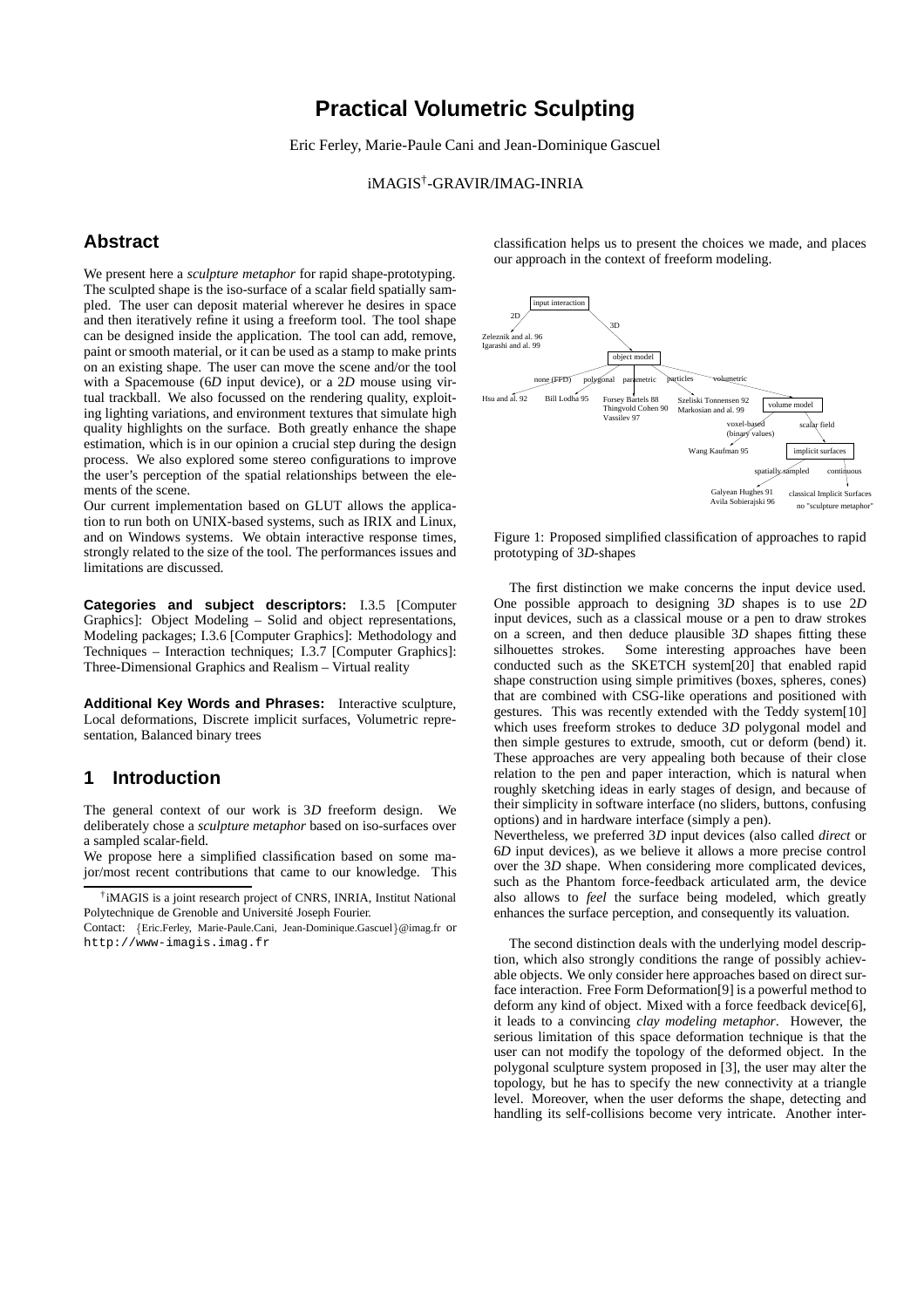# Practical Volumetric Sculpting

Eric Ferley, Marie-Paule Cani and Jean-Dominique Gascuel

iMAGIS†-GRAVIR/IMAG-INRIA

## Abstract

We present here a *sculpture metaphor* for rapid shape-prototyping. The sculpted shape is the iso-surface of a scalar field spatially sampled. The user can deposit material wherever he desires in space and then iteratively refine it using a freeform tool. The tool shape can be designed inside the application. The tool can add, remove, paint or smooth material, or it can be used as a stamp to make prints on an existing shape. The user can move the scene and/or the tool with a Spacemouse (6*D* input device), or a 2*D* mouse using virtual trackball. We also focussed on the rendering quality, exploiting lighting variations, and environment textures that simulate high quality highlights on the surface. Both greatly enhance the shape estimation, which is in our opinion a crucial step during the design process. We also explored some stereo configurations to improve the user's perception of the spatial relationships between the elements of the scene.

Our current implementation based on GLUT allows the application to run both on UNIX-based systems, such as IRIX and Linux, and on Windows systems. We obtain interactive response times, strongly related to the size of the tool. The performances issues and limitations are discussed.

**Categories and subject descriptors:** I.3.5 [Computer Graphics]: Object Modeling – Solid and object representations, Modeling packages; I.3.6 [Computer Graphics]: Methodology and Techniques – Interaction techniques; I.3.7 [Computer Graphics]: Three-Dimensional Graphics and Realism – Virtual reality

**Additional Key Words and Phrases:** Interactive sculpture, Local deformations, Discrete implicit surfaces, Volumetric representation, Balanced binary trees

## 1 Introduction

The general context of our work is 3*D* freeform design. We deliberately chose a *sculpture metaphor* based on iso-surfaces over a sampled scalar-field.

We propose here a simplified classification based on some major/most recent contributions that came to our knowledge. This classification helps us to present the choices we made, and places our approach in the context of freeform modeling.

Figure 1: Proposed simplified classification of approaches to rapid prototyping of 3*D*-shapes

The first distinction we make concerns the input device used. One possible approach to designing 3*D* shapes is to use 2*D* input devices, such as a classical mouse or a pen to draw strokes on a screen, and then deduce plausible 3*D* shapes fitting these silhouettes strokes. Some interesting approaches have been conducted such as the SKETCH system[20] that enabled rapid shape construction using simple primitives (boxes, spheres, cones) that are combined with CSG-like operations and positioned with gestures. This was recently extended with the Teddy system[10] which uses freeform strokes to deduce 3*D* polygonal model and then simple gestures to extrude, smooth, cut or deform (bend) it. These approaches are very appealing both because of their close relation to the pen and paper interaction, which is natural when roughly sketching ideas in early stages of design, and because of their simplicity in software interface (no sliders, buttons, confusing options) and in hardware interface (simply a pen).

Nevertheless, we preferred 3*D* input devices (also called *direct* or 6*D* input devices), as we believe it allows a more precise control over the 3*D* shape. When considering more complicated devices, such as the Phantom force-feedback articulated arm, the device also allows to *feel* the surface being modeled, which greatly enhances the surface perception, and consequently its valuation.

The second distinction deals with the underlying model description, which also strongly conditions the range of possibly achievable objects. We only consider here approaches based on direct surface interaction. Free Form Deformation[9] is a powerful method to deform any kind of object. Mixed with a force feedback device[6], it leads to a convincing *clay modeling metaphor*. However, the serious limitation of this space deformation technique is that the user can not modify the topology of the deformed object. In the polygonal sculpture system proposed in [3], the user may alter the topology, but he has to specify the new connectivity at a triangle level. Moreover, when the user deforms the shape, detecting and handling its self-collisions become very intricate. Another inter-

---

†iMAGIS is a joint research project of CNRS, INRIA, Institut National Polytechnique de Grenoble and Université Joseph Fourier.

Contact: {Eric.Ferley, Marie-Paule.Cani, Jean-Dominique.Gascuel}@imag.fr or http://www-imagis.imag.fr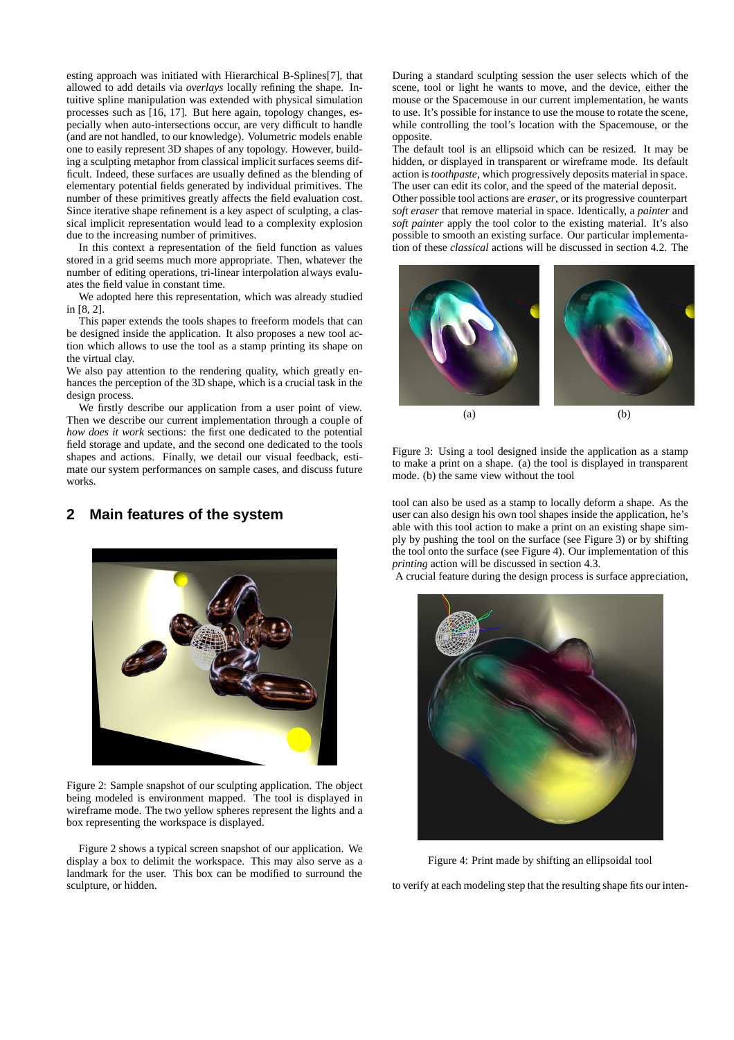esting approach was initiated with Hierarchical B-Splines[7], that allowed to add details via *overlays* locally refining the shape. Intuitive spline manipulation was extended with physical simulation processes such as [16, 17]. But here again, topology changes, especially when auto-intersections occur, are very difficult to handle (and are not handled, to our knowledge). Volumetric models enable one to easily represent 3D shapes of any topology. However, building a sculpting metaphor from classical implicit surfaces seems difficult. Indeed, these surfaces are usually defined as the blending of elementary potential fields generated by individual primitives. The number of these primitives greatly affects the field evaluation cost. Since iterative shape refinement is a key aspect of sculpting, a classical implicit representation would lead to a complexity explosion due to the increasing number of primitives.

In this context a representation of the field function as values stored in a grid seems much more appropriate. Then, whatever the number of editing operations, tri-linear interpolation always evaluates the field value in constant time.

We adopted here this representation, which was already studied in [8, 2].

This paper extends the tools shapes to freeform models that can be designed inside the application. It also proposes a new tool action which allows to use the tool as a stamp printing its shape on the virtual clay.

We also pay attention to the rendering quality, which greatly enhances the perception of the 3D shape, which is a crucial task in the design process.

We firstly describe our application from a user point of view. Then we describe our current implementation through a couple of *how does it work* sections: the first one dedicated to the potential field storage and update, and the second one dedicated to the tools shapes and actions. Finally, we detail our visual feedback, estimate our system performances on sample cases, and discuss future works.

## 2 Main features of the system

Figure 2: Sample snapshot of our sculpting application. The object being modeled is environment mapped. The tool is displayed in wireframe mode. The two yellow spheres represent the lights and a box representing the workspace is displayed.

Figure 2 shows a typical screen snapshot of our application. We display a box to delimit the workspace. This may also serve as a landmark for the user. This box can be modified to surround the sculpture, or hidden.

During a standard sculpting session the user selects which of the scene, tool or light he wants to move, and the device, either the mouse or the Spacemouse in our current implementation, he wants to use. It's possible for instance to use the mouse to rotate the scene, while controlling the tool's location with the Spacemouse, or the opposite.

The default tool is an ellipsoid which can be resized. It may be hidden, or displayed in transparent or wireframe mode. Its default action is *toothpaste*, which progressively deposits material in space. The user can edit its color, and the speed of the material deposit.

Other possible tool actions are *eraser*, or its progressive counterpart *soft eraser* that remove material in space. Identically, a *painter* and *soft painter* apply the tool color to the existing material. It's also possible to smooth an existing surface. Our particular implementation of these *classical* actions will be discussed in section 4.2. The tool can also be used as a stamp to locally deform a shape. As the user can also design his own tool shapes inside the application, he's able with this tool action to make a print on an existing shape simply by pushing the tool on the surface (see Figure 3) or by shifting the tool onto the surface (see Figure 4). Our implementation of this *printing* action will be discussed in section 4.3.

(a) (b)

Figure 3: Using a tool designed inside the application as a stamp to make a print on a shape. (a) the tool is displayed in transparent mode. (b) the same view without the tool

A crucial feature during the design process is surface appreciation, to verify at each modeling step that the resulting shape fits our inten-

Figure 4: Print made by shifting an ellipsoidal tool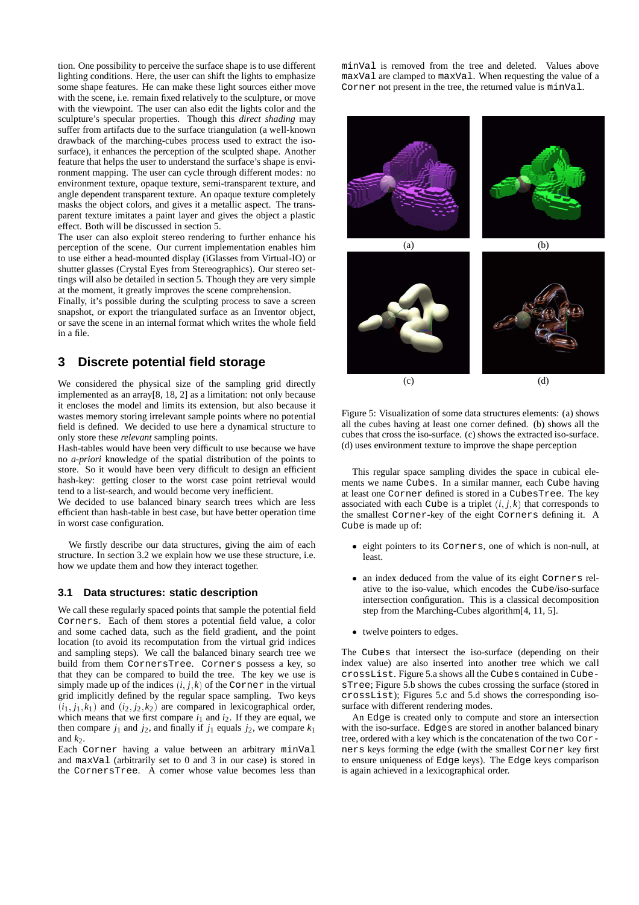tion. One possibility to perceive the surface shape is to use different lighting conditions. Here, the user can shift the lights to emphasize some shape features. He can make these light sources either move with the scene, i.e. remain fixed relatively to the sculpture, or move with the viewpoint. The user can also edit the lights color and the sculpture's specular properties. Though this *direct shading* may suffer from artifacts due to the surface triangulation (a well-known drawback of the marching-cubes process used to extract the iso-surface), it enhances the perception of the sculpted shape. Another feature that helps the user to understand the surface's shape is environment mapping. The user can cycle through different modes: no environment texture, opaque texture, semi-transparent texture, and angle dependent transparent texture. An opaque texture completely masks the object colors, and gives it a metallic aspect. The transparent texture imitates a paint layer and gives the object a plastic effect. Both will be discussed in section 5.

The user can also exploit stereo rendering to further enhance his perception of the scene. Our current implementation enables him to use either a head-mounted display (iGlasses from Virtual-IO) or shutter glasses (Crystal Eyes from Stereographics). Our stereo settings will also be detailed in section 5. Though they are very simple at the moment, it greatly improves the scene comprehension.

Finally, it's possible during the sculpting process to save a screen snapshot, or export the triangulated surface as an Inventor object, or save the scene in an internal format which writes the whole field in a file.

## 3 Discrete potential field storage

We considered the physical size of the sampling grid directly implemented as an array[8, 18, 2] as a limitation: not only because it encloses the model and limits its extension, but also because it wastes memory storing irrelevant sample points where no potential field is defined. We decided to use here a dynamical structure to only store these *relevant* sampling points.

Hash-tables would have been very difficult to use because we have no *a-priori* knowledge of the spatial distribution of the points to store. So it would have been very difficult to design an efficient hash-key: getting closer to the worst case point retrieval would tend to a list-search, and would become very inefficient.

We decided to use balanced binary search trees which are less efficient than hash-table in best case, but have better operation time in worst case configuration.

We firstly describe our data structures, giving the aim of each structure. In section 3.2 we explain how we use these structure, i.e. how we update them and how they interact together.

### 3.1 Data structures: static description

We call these regularly spaced points that sample the potential field `Corners`. Each of them stores a potential field value, a color and some cached data, such as the field gradient, and the point location (to avoid its recomputation from the virtual grid indices and sampling steps). We call the balanced binary search tree we build from them `CornersTree`. `Corners` possess a key, so that they can be compared to build the tree. The key we use is simply made up of the indices $(i, j, k)$ of the `Corner` in the virtual grid implicitly defined by the regular space sampling. Two keys $(i_1, j_1, k_1)$ and $(i_2, j_2, k_2)$ are compared in lexicographical order, which means that we first compare $i_1$ and $i_2$. If they are equal, we then compare $j_1$ and $j_2$, and finally if $j_1$ equals $j_2$, we compare $k_1$ and $k_2$.

Each `Corner` having a value between an arbitrary `minVal` and `maxVal` (arbitrarily set to 0 and 3 in our case) is stored in the `CornersTree`. A corner whose value becomes less than `minVal` is removed from the tree and deleted. Values above `maxVal` are clamped to `maxVal`. When requesting the value of a `Corner` not present in the tree, the returned value is `minVal`.

(a) (b) (c) (d)

Figure 5: Visualization of some data structures elements: (a) shows all the cubes having at least one corner defined. (b) shows all the cubes that cross the iso-surface. (c) shows the extracted iso-surface. (d) uses environment texture to improve the shape perception

This regular space sampling divides the space in cubical elements we name `Cubes`. In a similar manner, each `Cube` having at least one `Corner` defined is stored in a `CubesTree`. The key associated with each `Cube` is a triplet $(i, j, k)$ that corresponds to the smallest `Corner`-key of the eight `Corners` defining it. A `Cube` is made up of:

- eight pointers to its `Corners`, one of which is non-null, at least.
- an index deduced from the value of its eight `Corners` relative to the iso-value, which encodes the `Cube`/iso-surface intersection configuration. This is a classical decomposition step from the Marching-Cubes algorithm[4, 11, 5].
- twelve pointers to edges.

The `Cubes` that intersect the iso-surface (depending on their index value) are also inserted into another tree which we call `crossList`. Figure 5.a shows all the `Cubes` contained in `CubesTree`; Figure 5.b shows the cubes crossing the surface (stored in `crossList`); Figures 5.c and 5.d shows the corresponding iso-surface with different rendering modes.

An `Edge` is created only to compute and store an intersection with the iso-surface. `Edges` are stored in another balanced binary tree, ordered with a key which is the concatenation of the two `Corners` keys forming the edge (with the smallest `Corner` key first to ensure uniqueness of `Edge` keys). The `Edge` keys comparison is again achieved in a lexicographical order.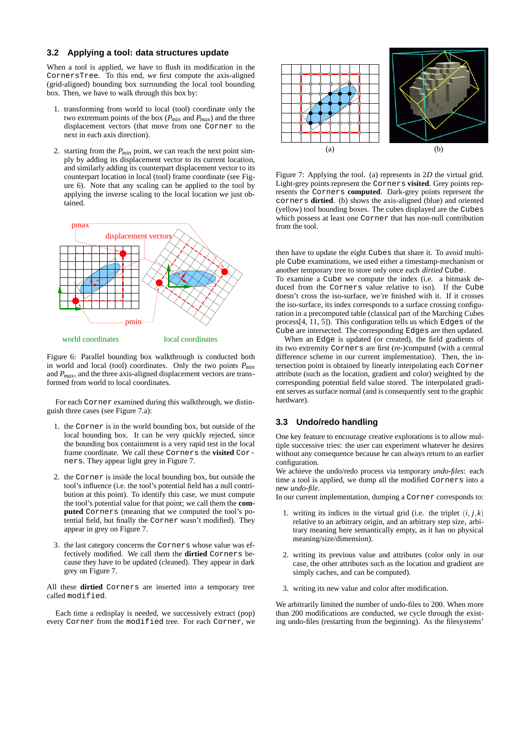### 3.2 Applying a tool: data structures update

When a tool is applied, we have to flush its modification in the `CornersTree`. To this end, we first compute the axis-aligned (grid-aligned) bounding box surrounding the local tool bounding box. Then, we have to walk through this box by:

1. transforming from world to local (tool) coordinate only the two extremum points of the box ($P_{min}$ and $P_{max}$) and the three displacement vectors (that move from one `Corner` to the next in each axis direction).

2. starting from the $P_{min}$ point, we can reach the next point simply by adding its displacement vector to its current location, and similarly adding its counterpart displacement vector to its counterpart location in local (tool) frame coordinate (see Figure 6). Note that any scaling can be applied to the tool by applying the inverse scaling to the local location we just obtained.

Figure 6: Parallel bounding box walkthrough is conducted both in world and local (tool) coordinates. Only the two points $P_{min}$ and $P_{max}$, and the three axis-aligned displacement vectors are transformed from world to local coordinates.

For each `Corner` examined during this walkthrough, we distinguish three cases (see Figure 7.a):

1. the `Corner` is in the world bounding box, but outside of the local bounding box. It can be very quickly rejected, since the bounding box containment is a very rapid test in the local frame coordinate. We call these `Corners` the **visited** `Corners`. They appear light grey in Figure 7.

2. the `Corner` is inside the local bounding box, but outside the tool's influence (i.e. the tool's potential field has a null contribution at this point). To identify this case, we must compute the tool's potential value for that point; we call them the **computed** `Corners` (meaning that we computed the tool's potential field, but finally the `Corner` wasn't modified). They appear in grey on Figure 7.

3. the last category concerns the `Corners` whose value was effectively modified. We call them the **dirtied** `Corners` because they have to be updated (cleaned). They appear in dark grey on Figure 7.

All these **dirtied** `Corners` are inserted into a temporary tree called `modified`.

Each time a redisplay is needed, we successively extract (pop) every `Corner` from the `modified` tree. For each `Corner`, we then have to update the eight `Cubes` that share it. To avoid multiple `Cube` examinations, we used either a timestamp-mechanism or another temporary tree to store only once each *dirtied* `Cube`.

Figure 7: Applying the tool. (a) represents in 2*D* the virtual grid. Light-grey points represent the `Corners` **visited**. Grey points represents the `Corners` **computed**. Dark-grey points represent the `corners` **dirtied**. (b) shows the axis-aligned (blue) and oriented (yellow) tool bounding boxes. The cubes displayed are the `Cubes` which possess at least one `Corner` that has non-null contribution from the tool.

To examine a `Cube` we compute the index (i.e. a bitmask deduced from the `Corners` value relative to iso). If the `Cube` doesn't cross the iso-surface, we're finished with it. If it crosses the iso-surface, its index corresponds to a surface crossing configuration in a precomputed table (classical part of the Marching Cubes process[4, 11, 5]). This configuration tells us which `Edges` of the `Cube` are intersected. The corresponding `Edges` are then updated.

When an `Edge` is updated (or created), the field gradients of its two extremity `Corners` are first (re-)computed (with a central difference scheme in our current implementation). Then, the intersection point is obtained by linearly interpolating each `Corner` attribute (such as the location, gradient and color) weighted by the corresponding potential field value stored. The interpolated gradient serves as surface normal (and is consequently sent to the graphic hardware).

### 3.3 Undo/redo handling

One key feature to encourage creative explorations is to allow multiple successive tries: the user can experiment whatever he desires without any consequence because he can always return to an earlier configuration.

We achieve the undo/redo process via temporary *undo-files*: each time a tool is applied, we dump all the modified `Corners` into a new *undo-file*.

In our current implementation, dumping a `Corner` corresponds to:

1. writing its indices in the virtual grid (i.e. the triplet $(i, j, k)$ relative to an arbitrary origin, and an arbitrary step size, arbitrary meaning here semantically empty, as it has no physical meaning/size/dimension).

2. writing its previous value and attributes (color only in our case, the other attributes such as the location and gradient are simply caches, and can be computed).

3. writing its new value and color after modification.

We arbitrarily limited the number of undo-files to 200. When more than 200 modifications are conducted, we cycle through the existing undo-files (restarting from the beginning). As the filesystems'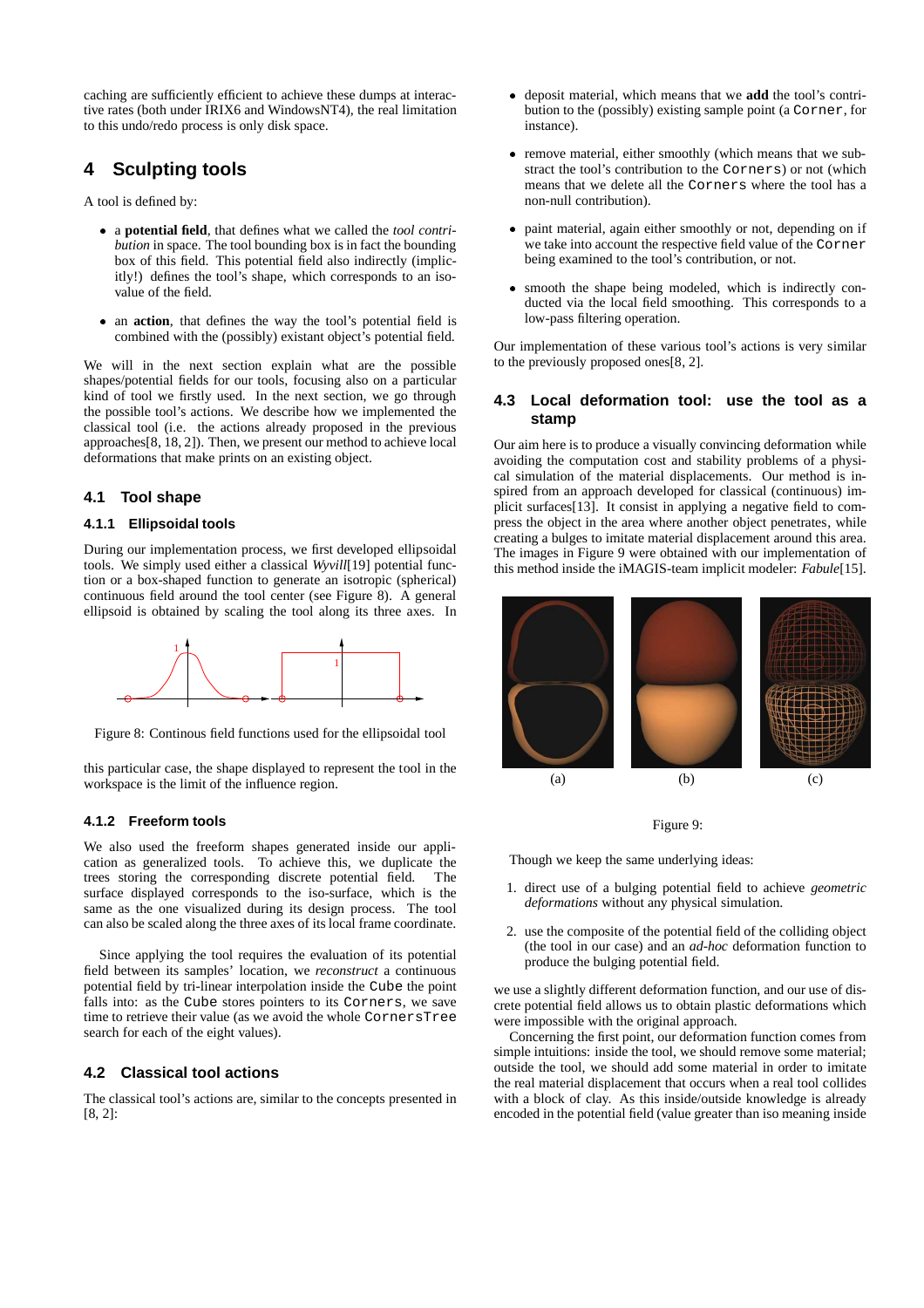caching are sufficiently efficient to achieve these dumps at interactive rates (both under IRIX6 and WindowsNT4), the real limitation to this undo/redo process is only disk space.

## 4 Sculpting tools

A tool is defined by:

- a **potential field**, that defines what we called the *tool contribution* in space. The tool bounding box is in fact the bounding box of this field. This potential field also indirectly (implicitly!) defines the tool's shape, which corresponds to an iso-value of the field.
- an **action**, that defines the way the tool's potential field is combined with the (possibly) existant object's potential field.

We will in the next section explain what are the possible shapes/potential fields for our tools, focusing also on a particular kind of tool we firstly used. In the next section, we go through the possible tool's actions. We describe how we implemented the classical tool (i.e. the actions already proposed in the previous approaches[8, 18, 2]). Then, we present our method to achieve local deformations that make prints on an existing object.

### 4.1 Tool shape

#### 4.1.1 Ellipsoidal tools

During our implementation process, we first developed ellipsoidal tools. We simply used either a classical *Wyvill*[19] potential function or a box-shaped function to generate an isotropic (spherical) continuous field around the tool center (see Figure 8). A general ellipsoid is obtained by scaling the tool along its three axes. In this particular case, the shape displayed to represent the tool in the workspace is the limit of the influence region.

Figure 8: Continous field functions used for the ellipsoidal tool

#### 4.1.2 Freeform tools

We also used the freeform shapes generated inside our application as generalized tools. To achieve this, we duplicate the trees storing the corresponding discrete potential field. The surface displayed corresponds to the iso-surface, which is the same as the one visualized during its design process. The tool can also be scaled along the three axes of its local frame coordinate.

Since applying the tool requires the evaluation of its potential field between its samples' location, we *reconstruct* a continuous potential field by tri-linear interpolation inside the `Cube` the point falls into: as the `Cube` stores pointers to its `Corners`, we save time to retrieve their value (as we avoid the whole `CornersTree` search for each of the eight values).

### 4.2 Classical tool actions

The classical tool's actions are, similar to the concepts presented in [8, 2]:

- deposit material, which means that we **add** the tool's contribution to the (possibly) existing sample point (a `Corner`, for instance).
- remove material, either smoothly (which means that we substract the tool's contribution to the `Corners`) or not (which means that we delete all the `Corners` where the tool has a non-null contribution).
- paint material, again either smoothly or not, depending on if we take into account the respective field value of the `Corner` being examined to the tool's contribution, or not.
- smooth the shape being modeled, which is indirectly conducted via the local field smoothing. This corresponds to a low-pass filtering operation.

Our implementation of these various tool's actions is very similar to the previously proposed ones[8, 2].

### 4.3 Local deformation tool: use the tool as a stamp

Our aim here is to produce a visually convincing deformation while avoiding the computation cost and stability problems of a physical simulation of the material displacements. Our method is inspired from an approach developed for classical (continuous) implicit surfaces[13]. It consist in applying a negative field to compress the object in the area where another object penetrates, while creating a bulges to imitate material displacement around this area. The images in Figure 9 were obtained with our implementation of this method inside the iMAGIS-team implicit modeler: *Fabule*[15].

(a) (b) (c)

Figure 9:

Though we keep the same underlying ideas:

1. direct use of a bulging potential field to achieve *geometric deformations* without any physical simulation.
2. use the composite of the potential field of the colliding object (the tool in our case) and an *ad-hoc* deformation function to produce the bulging potential field.

we use a slightly different deformation function, and our use of discrete potential field allows us to obtain plastic deformations which were impossible with the original approach.

Concerning the first point, our deformation function comes from simple intuitions: inside the tool, we should remove some material; outside the tool, we should add some material in order to imitate the real material displacement that occurs when a real tool collides with a block of clay. As this inside/outside knowledge is already encoded in the potential field (value greater than iso meaning inside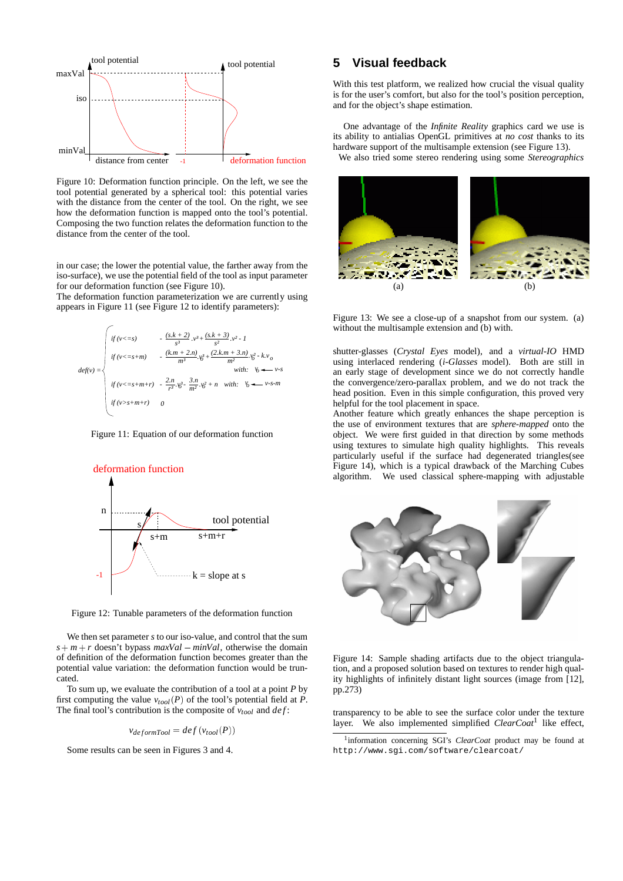Figure 10: Deformation function principle. On the left, we see the tool potential generated by a spherical tool: this potential varies with the distance from the center of the tool. On the right, we see how the deformation function is mapped onto the tool's potential. Composing the two function relates the deformation function to the distance from the center of the tool.

in our case; the lower the potential value, the farther away from the iso-surface), we use the potential field of the tool as input parameter for our deformation function (see Figure 10).
The deformation function parameterization we are currently using appears in Figure 11 (see Figure 12 to identify parameters):

$$
def(v) = \begin{cases}
\text{if } (v <= s) & -\frac{(s.k+2)}{s^3}.v^3 + \frac{(s.k+3)}{s^2}.v^2 - 1 \\
\text{if } (v <= s+m) & -\frac{(k.m+2.n)}{m^3}.v_0^3 + \frac{(2.k.m+3.n)}{m^2}.v_0^2 - k.v_0 \quad \text{with: } v_0 \leftarrow v-s \\
\text{if } (v <= s+m+r) & -\frac{2.n}{r^3}.v_0^3 - \frac{3.n}{m^2}.v_0^2 + n \quad \text{with: } v_0 \leftarrow v-s-m \\
\text{if } (v > s+m+r) & 0
\end{cases}
$$

Figure 11: Equation of our deformation function

Figure 12: Tunable parameters of the deformation function

We then set parameter $s$ to our iso-value, and control that the sum $s+m+r$ doesn't bypass $maxVal - minVal$, otherwise the domain of definition of the deformation function becomes greater than the potential value variation: the deformation function would be truncated.

To sum up, we evaluate the contribution of a tool at a point $P$ by first computing the value $v_{tool}(P)$ of the tool's potential field at $P$. The final tool's contribution is the composite of $v_{tool}$ and $def$:

$$v_{deformTool} = def(v_{tool}(P))$$

Some results can be seen in Figures 3 and 4.

## 5 Visual feedback

With this test platform, we realized how crucial the visual quality is for the user's comfort, but also for the tool's position perception, and for the object's shape estimation.

One advantage of the *Infinite Reality* graphics card we use is its ability to antialias OpenGL primitives at *no cost* thanks to its hardware support of the multisample extension (see Figure 13).
We also tried some stereo rendering using some *Stereographics* shutter-glasses (*Crystal Eyes* model), and a *virtual-IO* HMD using interlaced rendering (*i-Glasses* model). Both are still in an early stage of development since we do not correctly handle the convergence/zero-parallax problem, and we do not track the head position. Even in this simple configuration, this proved very helpful for the tool placement in space.
Another feature which greatly enhances the shape perception is the use of environment textures that are *sphere-mapped* onto the object. We were first guided in that direction by some methods using textures to simulate high quality highlights. This reveals particularly useful if the surface had degenerated triangles(see Figure 14), which is a typical drawback of the Marching Cubes algorithm. We used classical sphere-mapping with adjustable transparency to be able to see the surface color under the texture layer. We also implemented simplified *ClearCoat*[1] like effect,

Figure 13: We see a close-up of a snapshot from our system. (a) without the multisample extension and (b) with.

Figure 14: Sample shading artifacts due to the object triangulation, and a proposed solution based on textures to render high quality highlights of infinitely distant light sources (image from [12], pp.273)

[1] information concerning SGI's *ClearCoat* product may be found at `http://www.sgi.com/software/clearcoat/`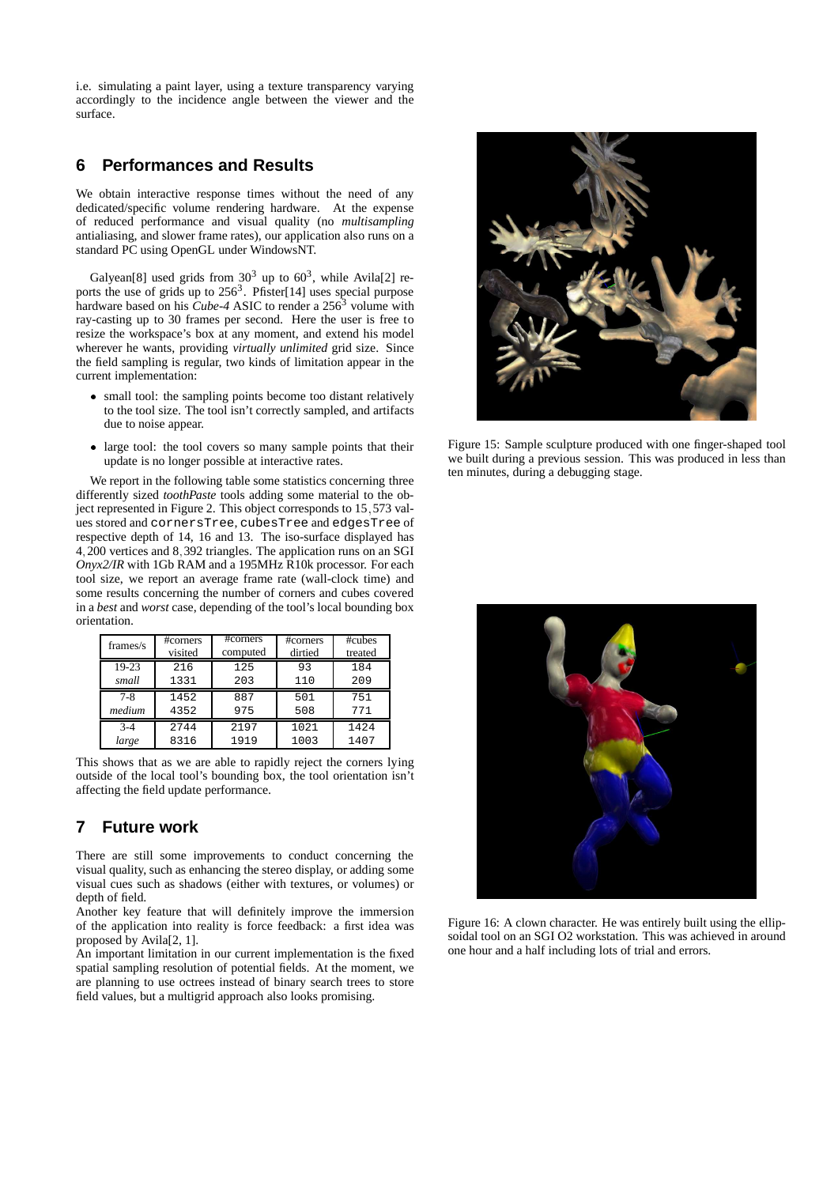i.e. simulating a paint layer, using a texture transparency varying accordingly to the incidence angle between the viewer and the surface.

## 6 Performances and Results

We obtain interactive response times without the need of any dedicated/specific volume rendering hardware. At the expense of reduced performance and visual quality (no *multisampling* antialiasing, and slower frame rates), our application also runs on a standard PC using OpenGL under WindowsNT.

Galyean[8] used grids from $30^3$ up to $60^3$, while Avila[2] reports the use of grids up to $256^3$. Pfister[14] uses special purpose hardware based on his *Cube-4* ASIC to render a $256^3$ volume with ray-casting up to 30 frames per second. Here the user is free to resize the workspace's box at any moment, and extend his model wherever he wants, providing *virtually unlimited* grid size. Since the field sampling is regular, two kinds of limitation appear in the current implementation:

- small tool: the sampling points become too distant relatively to the tool size. The tool isn't correctly sampled, and artifacts due to noise appear.
- large tool: the tool covers so many sample points that their update is no longer possible at interactive rates.

We report in the following table some statistics concerning three differently sized *toothPaste* tools adding some material to the object represented in Figure 2. This object corresponds to 15,573 values stored and `cornersTree`, `cubesTree` and `edgesTree` of respective depth of 14, 16 and 13. The iso-surface displayed has 4,200 vertices and 8,392 triangles. The application runs on an SGI *Onyx2/IR* with 1Gb RAM and a 195MHz R10k processor. For each tool size, we report an average frame rate (wall-clock time) and some results concerning the number of corners and cubes covered in a *best* and *worst* case, depending of the tool's local bounding box orientation.

| frames/s | #corners visited | #corners computed | #corners dirtied | #cubes treated |
|---|---|---|---|---|
| 19-23 | 216 | 125 | 93 | 184 |
| *small* | 1331 | 203 | 110 | 209 |
| 7-8 | 1452 | 887 | 501 | 751 |
| *medium* | 4352 | 975 | 508 | 771 |
| 3-4 | 2744 | 2197 | 1021 | 1424 |
| *large* | 8316 | 1919 | 1003 | 1407 |

This shows that as we are able to rapidly reject the corners lying outside of the local tool's bounding box, the tool orientation isn't affecting the field update performance.

## 7 Future work

There are still some improvements to conduct concerning the visual quality, such as enhancing the stereo display, or adding some visual cues such as shadows (either with textures, or volumes) or depth of field.

Another key feature that will definitely improve the immersion of the application into reality is force feedback: a first idea was proposed by Avila[2, 1].

An important limitation in our current implementation is the fixed spatial sampling resolution of potential fields. At the moment, we are planning to use octrees instead of binary search trees to store field values, but a multigrid approach also looks promising.

Figure 15: Sample sculpture produced with one finger-shaped tool we built during a previous session. This was produced in less than ten minutes, during a debugging stage.

Figure 16: A clown character. He was entirely built using the ellipsoidal tool on an SGI O2 workstation. This was achieved in around one hour and a half including lots of trial and errors.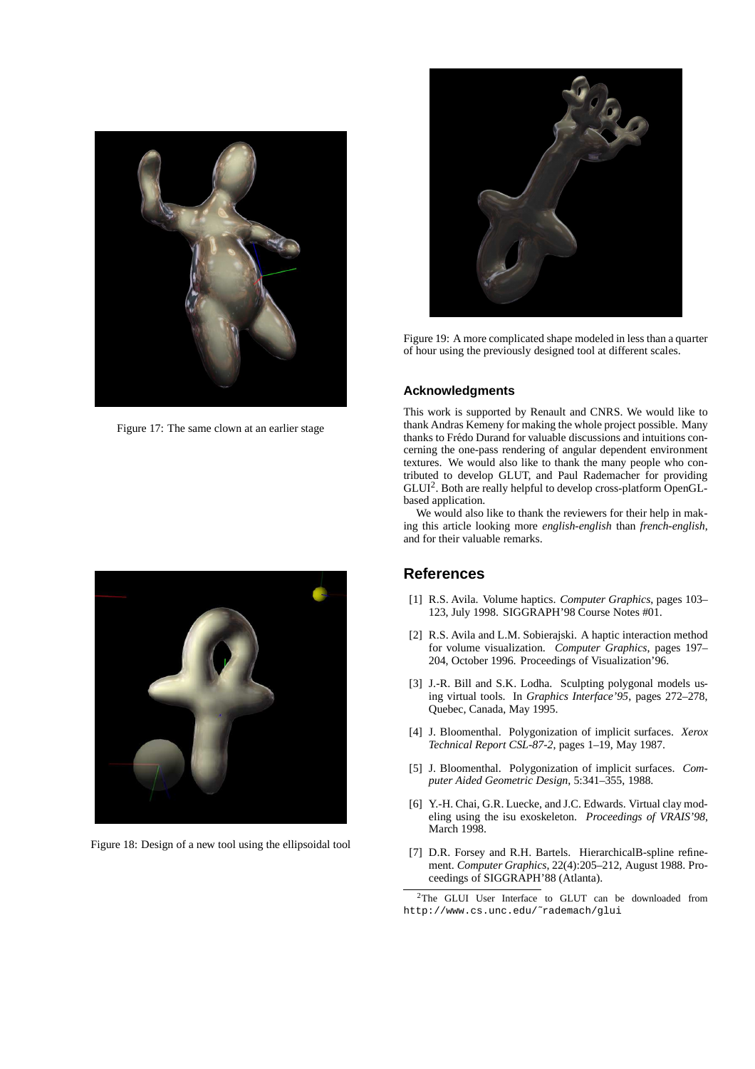Figure 17: The same clown at an earlier stage

Figure 18: Design of a new tool using the ellipsoidal tool

Figure 19: A more complicated shape modeled in less than a quarter of hour using the previously designed tool at different scales.

### Acknowledgments

This work is supported by Renault and CNRS. We would like to thank Andras Kemeny for making the whole project possible. Many thanks to Frédo Durand for valuable discussions and intuitions concerning the one-pass rendering of angular dependent environment textures. We would also like to thank the many people who contributed to develop GLUT, and Paul Rademacher for providing GLUI[2]. Both are really helpful to develop cross-platform OpenGL-based application.

We would also like to thank the reviewers for their help in making this article looking more *english-english* than *french-english*, and for their valuable remarks.

## References

[1] R.S. Avila. Volume haptics. *Computer Graphics*, pages 103–123, July 1998. SIGGRAPH'98 Course Notes #01.

[2] R.S. Avila and L.M. Sobierajski. A haptic interaction method for volume visualization. *Computer Graphics*, pages 197–204, October 1996. Proceedings of Visualization'96.

[3] J.-R. Bill and S.K. Lodha. Sculpting polygonal models using virtual tools. In *Graphics Interface'95*, pages 272–278, Quebec, Canada, May 1995.

[4] J. Bloomenthal. Polygonization of implicit surfaces. *Xerox Technical Report CSL-87-2*, pages 1–19, May 1987.

[5] J. Bloomenthal. Polygonization of implicit surfaces. *Computer Aided Geometric Design*, 5:341–355, 1988.

[6] Y.-H. Chai, G.R. Luecke, and J.C. Edwards. Virtual clay modeling using the isu exoskeleton. *Proceedings of VRAIS'98*, March 1998.

[7] D.R. Forsey and R.H. Bartels. HierarchicalB-spline refinement. *Computer Graphics*, 22(4):205–212, August 1988. Proceedings of SIGGRAPH'88 (Atlanta).

[2] The GLUI User Interface to GLUT can be downloaded from `http://www.cs.unc.edu/~rademach/glui`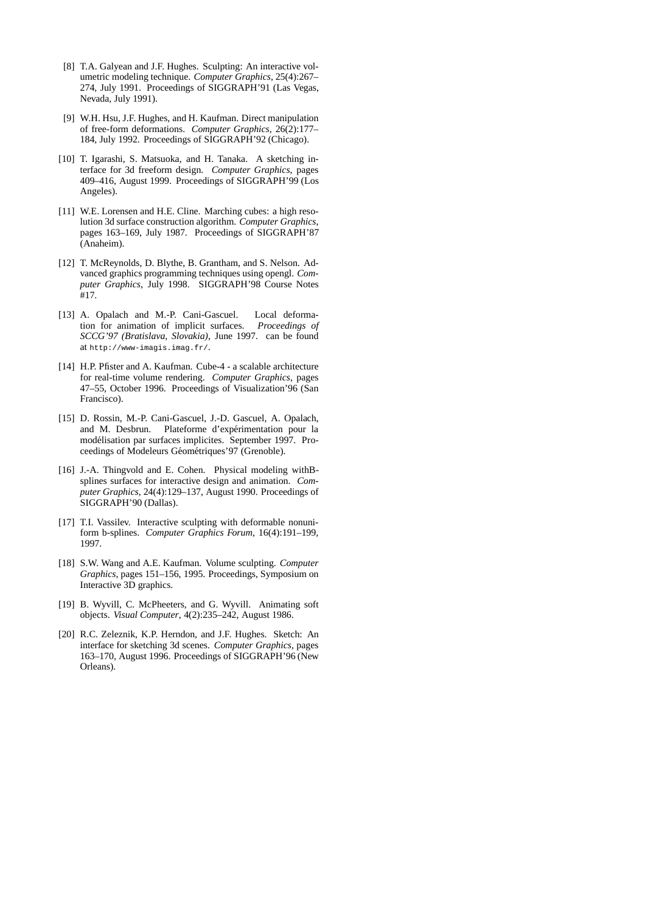[8] T.A. Galyean and J.F. Hughes. Sculpting: An interactive volumetric modeling technique. *Computer Graphics*, 25(4):267–274, July 1991. Proceedings of SIGGRAPH'91 (Las Vegas, Nevada, July 1991).

[9] W.H. Hsu, J.F. Hughes, and H. Kaufman. Direct manipulation of free-form deformations. *Computer Graphics*, 26(2):177–184, July 1992. Proceedings of SIGGRAPH'92 (Chicago).

[10] T. Igarashi, S. Matsuoka, and H. Tanaka. A sketching interface for 3d freeform design. *Computer Graphics*, pages 409–416, August 1999. Proceedings of SIGGRAPH'99 (Los Angeles).

[11] W.E. Lorensen and H.E. Cline. Marching cubes: a high resolution 3d surface construction algorithm. *Computer Graphics*, pages 163–169, July 1987. Proceedings of SIGGRAPH'87 (Anaheim).

[12] T. McReynolds, D. Blythe, B. Grantham, and S. Nelson. Advanced graphics programming techniques using opengl. *Computer Graphics*, July 1998. SIGGRAPH'98 Course Notes #17.

[13] A. Opalach and M.-P. Cani-Gascuel. Local deformation for animation of implicit surfaces. *Proceedings of SCCG'97 (Bratislava, Slovakia)*, June 1997. can be found at `http://www-imagis.imag.fr/`.

[14] H.P. Pfister and A. Kaufman. Cube-4 - a scalable architecture for real-time volume rendering. *Computer Graphics*, pages 47–55, October 1996. Proceedings of Visualization'96 (San Francisco).

[15] D. Rossin, M.-P. Cani-Gascuel, J.-D. Gascuel, A. Opalach, and M. Desbrun. Plateforme d'expérimentation pour la modélisation par surfaces implicites. September 1997. Proceedings of Modeleurs Géométriques'97 (Grenoble).

[16] J.-A. Thingvold and E. Cohen. Physical modeling withB-splines surfaces for interactive design and animation. *Computer Graphics*, 24(4):129–137, August 1990. Proceedings of SIGGRAPH'90 (Dallas).

[17] T.I. Vassilev. Interactive sculpting with deformable nonuniform b-splines. *Computer Graphics Forum*, 16(4):191–199, 1997.

[18] S.W. Wang and A.E. Kaufman. Volume sculpting. *Computer Graphics*, pages 151–156, 1995. Proceedings, Symposium on Interactive 3D graphics.

[19] B. Wyvill, C. McPheeters, and G. Wyvill. Animating soft objects. *Visual Computer*, 4(2):235–242, August 1986.

[20] R.C. Zeleznik, K.P. Herndon, and J.F. Hughes. Sketch: An interface for sketching 3d scenes. *Computer Graphics*, pages 163–170, August 1996. Proceedings of SIGGRAPH'96 (New Orleans).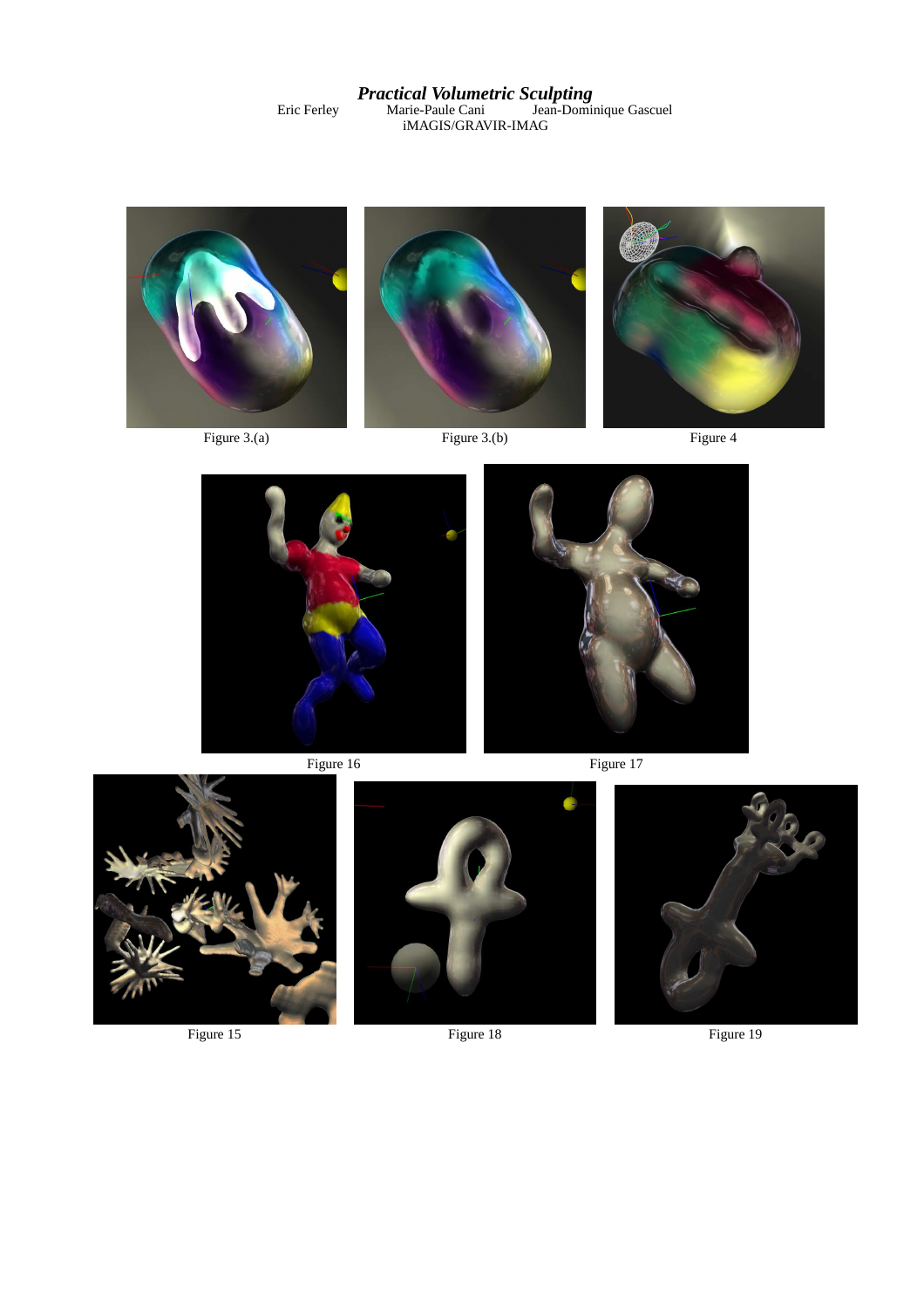# *Practical Volumetric Sculpting*

Eric Ferley Marie-Paule Cani Jean-Dominique Gascuel

iMAGIS/GRAVIR-IMAG

Figure 3.(a)

Figure 3.(b)

Figure 4

Figure 16

Figure 17

Figure 15

Figure 18

Figure 19